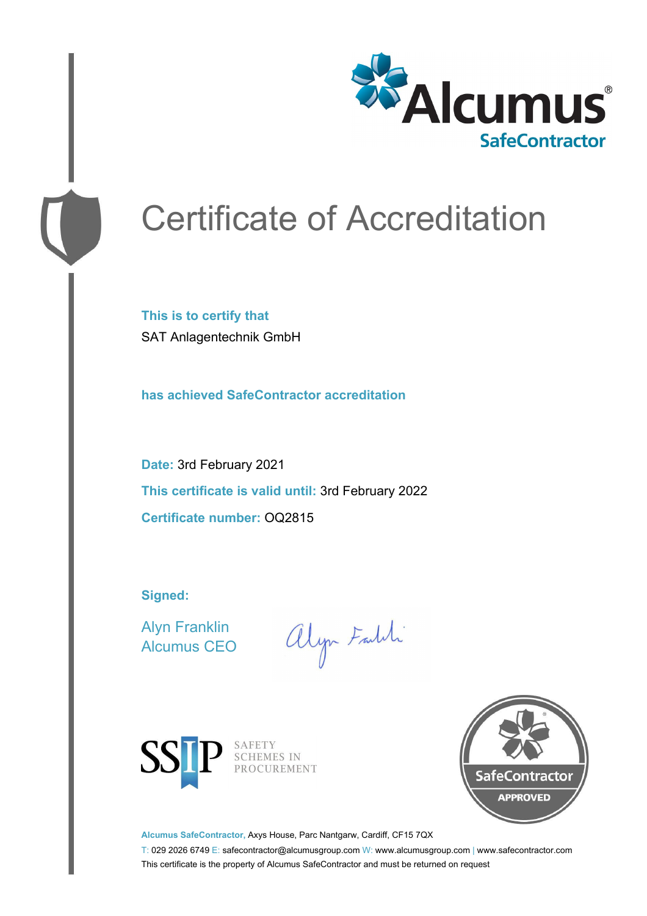Alcumus® SafeContractor

# Certificate of Accreditation

**This is to certify that**

SAT Anlagentechnik GmbH

**has achieved SafeContractor accreditation**

**Date:** 3rd February 2021

**This certificate is valid until:** 3rd February 2022

**Certificate number:** OQ2815

**Signed:**

Alyn Franklin
Alcumus CEO

SSIP SAFETY SCHEMES IN PROCUREMENT

SafeContractor APPROVED

**Alcumus SafeContractor,** Axys House, Parc Nantgarw, Cardiff, CF15 7QX

T: 029 2026 6749 E: safecontractor@alcumusgroup.com W: www.alcumusgroup.com | www.safecontractor.com

This certificate is the property of Alcumus SafeContractor and must be returned on request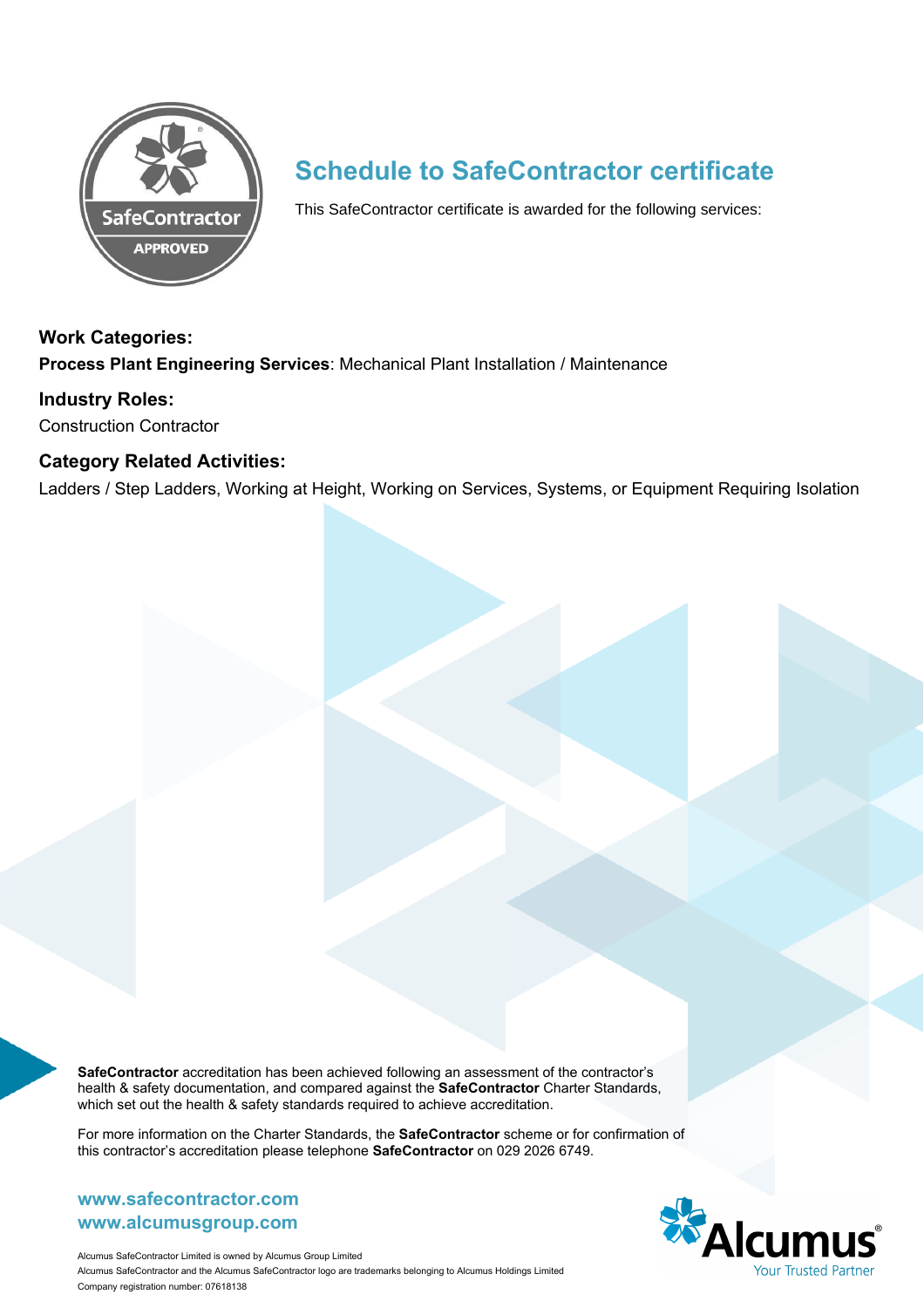# Schedule to SafeContractor certificate

This SafeContractor certificate is awarded for the following services:

### Work Categories:

**Process Plant Engineering Services**: Mechanical Plant Installation / Maintenance

### Industry Roles:

Construction Contractor

### Category Related Activities:

Ladders / Step Ladders, Working at Height, Working on Services, Systems, or Equipment Requiring Isolation

**SafeContractor** accreditation has been achieved following an assessment of the contractor's health & safety documentation, and compared against the **SafeContractor** Charter Standards, which set out the health & safety standards required to achieve accreditation.

For more information on the Charter Standards, the **SafeContractor** scheme or for confirmation of this contractor's accreditation please telephone **SafeContractor** on 029 2026 6749.

**www.safecontractor.com**
**www.alcumusgroup.com**

Alcumus SafeContractor Limited is owned by Alcumus Group Limited
Alcumus SafeContractor and the Alcumus SafeContractor logo are trademarks belonging to Alcumus Holdings Limited
Company registration number: 07618138

Alcumus®
Your Trusted Partner